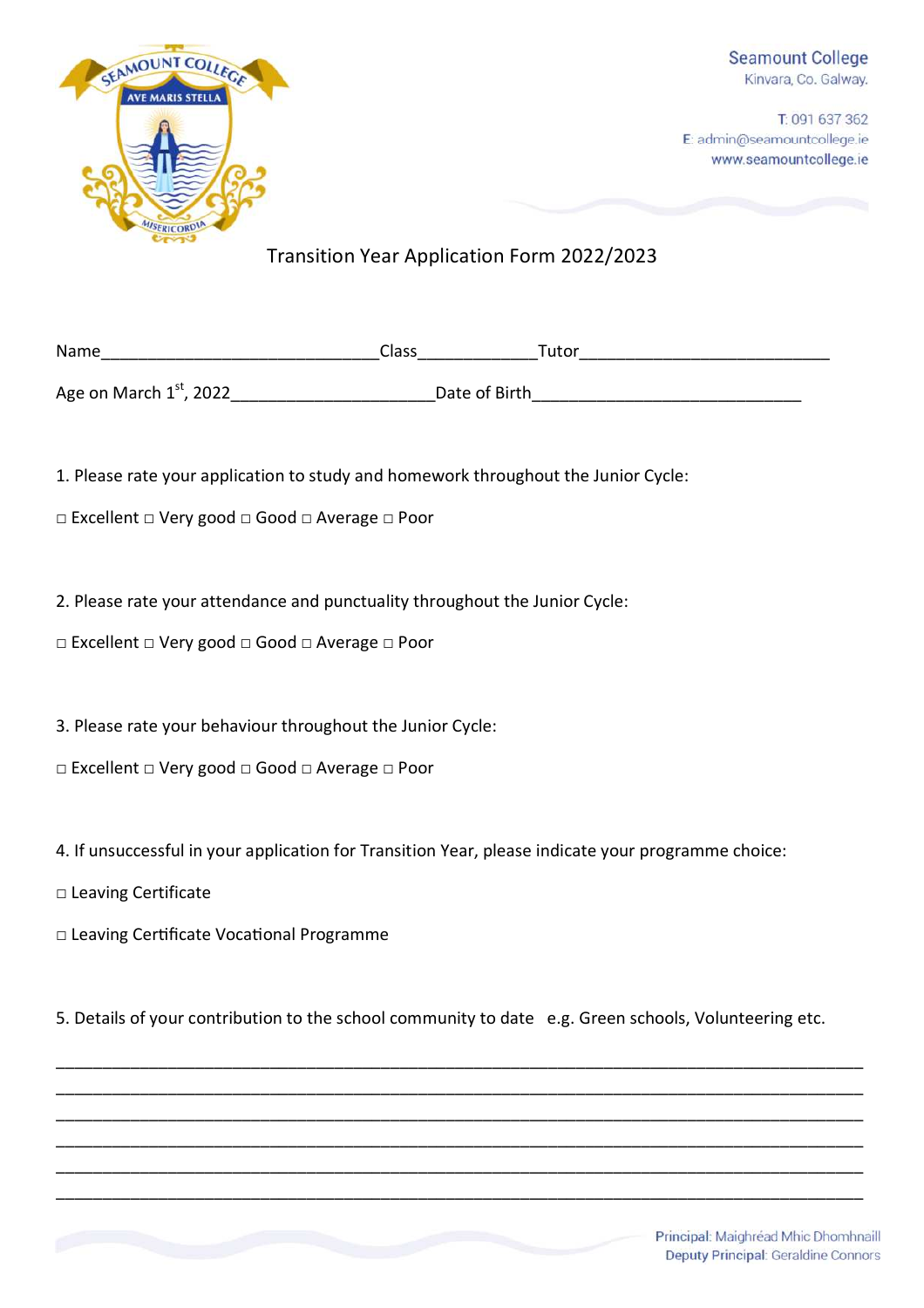Seamount College
Kinvara, Co. Galway.

T: 091 637 362
E: admin@seamountcollege.ie
www.seamountcollege.ie

# Transition Year Application Form 2022/2023

Name______________________________Class_____________Tutor___________________________

Age on March 1st, 2022______________________Date of Birth_____________________________

1. Please rate your application to study and homework throughout the Junior Cycle:

□ Excellent □ Very good □ Good □ Average □ Poor

2. Please rate your attendance and punctuality throughout the Junior Cycle:

□ Excellent □ Very good □ Good □ Average □ Poor

3. Please rate your behaviour throughout the Junior Cycle:

□ Excellent □ Very good □ Good □ Average □ Poor

4. If unsuccessful in your application for Transition Year, please indicate your programme choice:

□ Leaving Certificate

□ Leaving Certificate Vocational Programme

5. Details of your contribution to the school community to date e.g. Green schools, Volunteering etc.

______________________________________________________________________________________

______________________________________________________________________________________

______________________________________________________________________________________

______________________________________________________________________________________

______________________________________________________________________________________

______________________________________________________________________________________

Principal: Maighréad Mhic Dhomhnaill
Deputy Principal: Geraldine Connors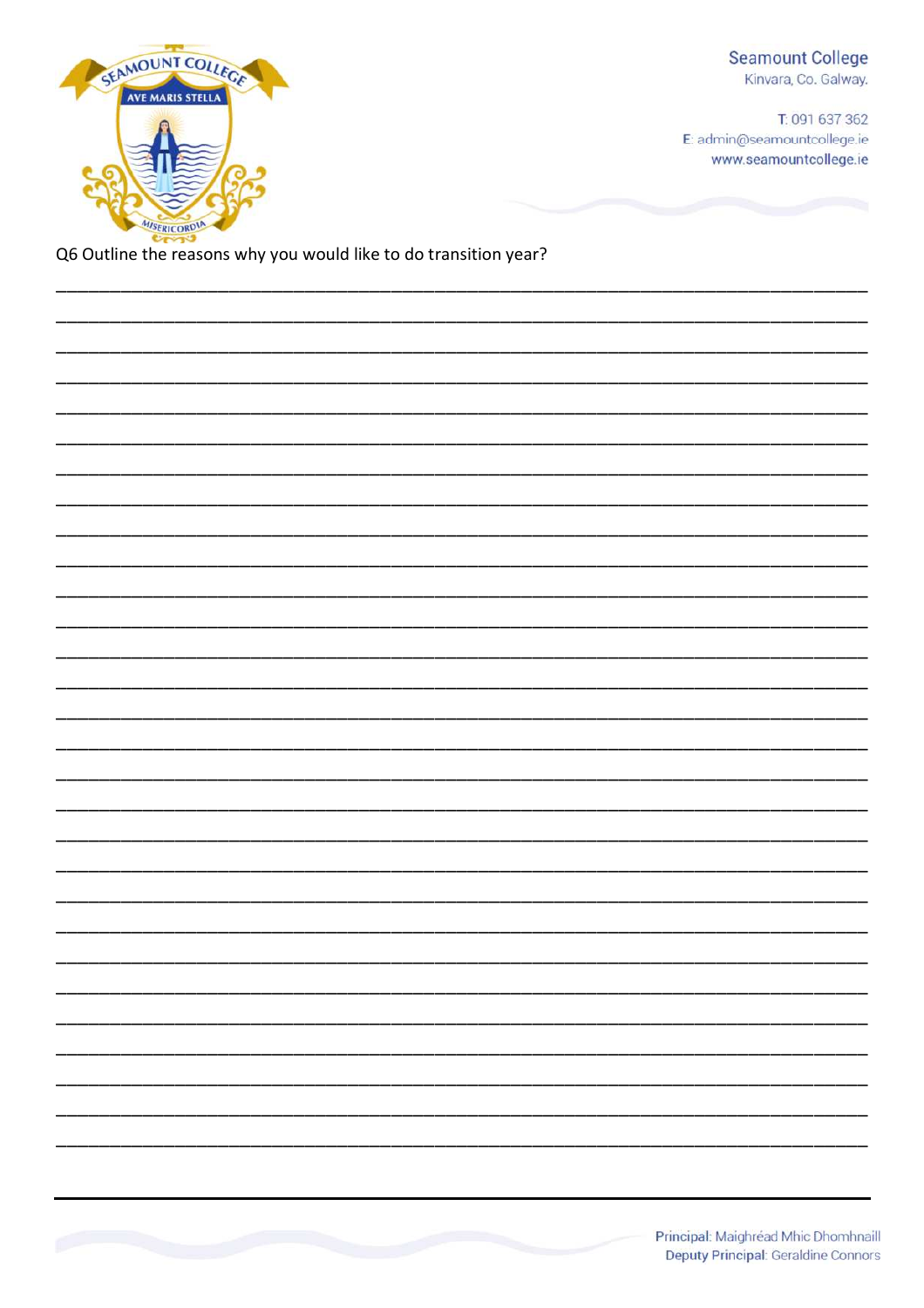Q6 Outline the reasons why you would like to do transition year?

___________________________________________________________________________________

___________________________________________________________________________________

___________________________________________________________________________________

___________________________________________________________________________________

___________________________________________________________________________________

___________________________________________________________________________________

___________________________________________________________________________________

___________________________________________________________________________________

___________________________________________________________________________________

___________________________________________________________________________________

___________________________________________________________________________________

___________________________________________________________________________________

___________________________________________________________________________________

___________________________________________________________________________________

___________________________________________________________________________________

___________________________________________________________________________________

___________________________________________________________________________________

___________________________________________________________________________________

___________________________________________________________________________________

___________________________________________________________________________________

___________________________________________________________________________________

___________________________________________________________________________________

___________________________________________________________________________________

___________________________________________________________________________________

___________________________________________________________________________________

___________________________________________________________________________________

___________________________________________________________________________________

___________________________________________________________________________________

___________________________________________________________________________________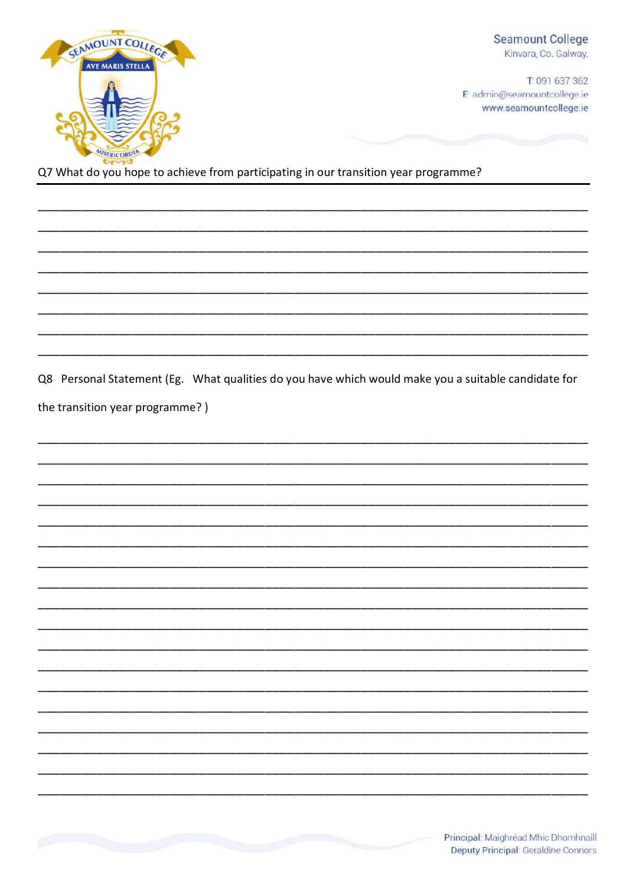Q7 What do you hope to achieve from participating in our transition year programme?

\_\_\_\_\_\_\_\_\_\_\_\_\_\_\_\_\_\_\_\_\_\_\_\_\_\_\_\_\_\_\_\_\_\_\_\_\_\_\_\_\_\_\_\_\_\_\_\_\_\_\_\_\_\_\_\_\_\_\_\_\_\_\_\_\_\_\_\_\_\_\_\_\_\_\_\_\_\_

\_\_\_\_\_\_\_\_\_\_\_\_\_\_\_\_\_\_\_\_\_\_\_\_\_\_\_\_\_\_\_\_\_\_\_\_\_\_\_\_\_\_\_\_\_\_\_\_\_\_\_\_\_\_\_\_\_\_\_\_\_\_\_\_\_\_\_\_\_\_\_\_\_\_\_\_\_\_

\_\_\_\_\_\_\_\_\_\_\_\_\_\_\_\_\_\_\_\_\_\_\_\_\_\_\_\_\_\_\_\_\_\_\_\_\_\_\_\_\_\_\_\_\_\_\_\_\_\_\_\_\_\_\_\_\_\_\_\_\_\_\_\_\_\_\_\_\_\_\_\_\_\_\_\_\_\_

\_\_\_\_\_\_\_\_\_\_\_\_\_\_\_\_\_\_\_\_\_\_\_\_\_\_\_\_\_\_\_\_\_\_\_\_\_\_\_\_\_\_\_\_\_\_\_\_\_\_\_\_\_\_\_\_\_\_\_\_\_\_\_\_\_\_\_\_\_\_\_\_\_\_\_\_\_\_

\_\_\_\_\_\_\_\_\_\_\_\_\_\_\_\_\_\_\_\_\_\_\_\_\_\_\_\_\_\_\_\_\_\_\_\_\_\_\_\_\_\_\_\_\_\_\_\_\_\_\_\_\_\_\_\_\_\_\_\_\_\_\_\_\_\_\_\_\_\_\_\_\_\_\_\_\_\_

\_\_\_\_\_\_\_\_\_\_\_\_\_\_\_\_\_\_\_\_\_\_\_\_\_\_\_\_\_\_\_\_\_\_\_\_\_\_\_\_\_\_\_\_\_\_\_\_\_\_\_\_\_\_\_\_\_\_\_\_\_\_\_\_\_\_\_\_\_\_\_\_\_\_\_\_\_\_

\_\_\_\_\_\_\_\_\_\_\_\_\_\_\_\_\_\_\_\_\_\_\_\_\_\_\_\_\_\_\_\_\_\_\_\_\_\_\_\_\_\_\_\_\_\_\_\_\_\_\_\_\_\_\_\_\_\_\_\_\_\_\_\_\_\_\_\_\_\_\_\_\_\_\_\_\_\_

\_\_\_\_\_\_\_\_\_\_\_\_\_\_\_\_\_\_\_\_\_\_\_\_\_\_\_\_\_\_\_\_\_\_\_\_\_\_\_\_\_\_\_\_\_\_\_\_\_\_\_\_\_\_\_\_\_\_\_\_\_\_\_\_\_\_\_\_\_\_\_\_\_\_\_\_\_\_

Q8 Personal Statement (Eg. What qualities do you have which would make you a suitable candidate for the transition year programme? )

\_\_\_\_\_\_\_\_\_\_\_\_\_\_\_\_\_\_\_\_\_\_\_\_\_\_\_\_\_\_\_\_\_\_\_\_\_\_\_\_\_\_\_\_\_\_\_\_\_\_\_\_\_\_\_\_\_\_\_\_\_\_\_\_\_\_\_\_\_\_\_\_\_\_\_\_\_\_

\_\_\_\_\_\_\_\_\_\_\_\_\_\_\_\_\_\_\_\_\_\_\_\_\_\_\_\_\_\_\_\_\_\_\_\_\_\_\_\_\_\_\_\_\_\_\_\_\_\_\_\_\_\_\_\_\_\_\_\_\_\_\_\_\_\_\_\_\_\_\_\_\_\_\_\_\_\_

\_\_\_\_\_\_\_\_\_\_\_\_\_\_\_\_\_\_\_\_\_\_\_\_\_\_\_\_\_\_\_\_\_\_\_\_\_\_\_\_\_\_\_\_\_\_\_\_\_\_\_\_\_\_\_\_\_\_\_\_\_\_\_\_\_\_\_\_\_\_\_\_\_\_\_\_\_\_

\_\_\_\_\_\_\_\_\_\_\_\_\_\_\_\_\_\_\_\_\_\_\_\_\_\_\_\_\_\_\_\_\_\_\_\_\_\_\_\_\_\_\_\_\_\_\_\_\_\_\_\_\_\_\_\_\_\_\_\_\_\_\_\_\_\_\_\_\_\_\_\_\_\_\_\_\_\_

\_\_\_\_\_\_\_\_\_\_\_\_\_\_\_\_\_\_\_\_\_\_\_\_\_\_\_\_\_\_\_\_\_\_\_\_\_\_\_\_\_\_\_\_\_\_\_\_\_\_\_\_\_\_\_\_\_\_\_\_\_\_\_\_\_\_\_\_\_\_\_\_\_\_\_\_\_\_

\_\_\_\_\_\_\_\_\_\_\_\_\_\_\_\_\_\_\_\_\_\_\_\_\_\_\_\_\_\_\_\_\_\_\_\_\_\_\_\_\_\_\_\_\_\_\_\_\_\_\_\_\_\_\_\_\_\_\_\_\_\_\_\_\_\_\_\_\_\_\_\_\_\_\_\_\_\_

\_\_\_\_\_\_\_\_\_\_\_\_\_\_\_\_\_\_\_\_\_\_\_\_\_\_\_\_\_\_\_\_\_\_\_\_\_\_\_\_\_\_\_\_\_\_\_\_\_\_\_\_\_\_\_\_\_\_\_\_\_\_\_\_\_\_\_\_\_\_\_\_\_\_\_\_\_\_

\_\_\_\_\_\_\_\_\_\_\_\_\_\_\_\_\_\_\_\_\_\_\_\_\_\_\_\_\_\_\_\_\_\_\_\_\_\_\_\_\_\_\_\_\_\_\_\_\_\_\_\_\_\_\_\_\_\_\_\_\_\_\_\_\_\_\_\_\_\_\_\_\_\_\_\_\_\_

\_\_\_\_\_\_\_\_\_\_\_\_\_\_\_\_\_\_\_\_\_\_\_\_\_\_\_\_\_\_\_\_\_\_\_\_\_\_\_\_\_\_\_\_\_\_\_\_\_\_\_\_\_\_\_\_\_\_\_\_\_\_\_\_\_\_\_\_\_\_\_\_\_\_\_\_\_\_

\_\_\_\_\_\_\_\_\_\_\_\_\_\_\_\_\_\_\_\_\_\_\_\_\_\_\_\_\_\_\_\_\_\_\_\_\_\_\_\_\_\_\_\_\_\_\_\_\_\_\_\_\_\_\_\_\_\_\_\_\_\_\_\_\_\_\_\_\_\_\_\_\_\_\_\_\_\_

\_\_\_\_\_\_\_\_\_\_\_\_\_\_\_\_\_\_\_\_\_\_\_\_\_\_\_\_\_\_\_\_\_\_\_\_\_\_\_\_\_\_\_\_\_\_\_\_\_\_\_\_\_\_\_\_\_\_\_\_\_\_\_\_\_\_\_\_\_\_\_\_\_\_\_\_\_\_

\_\_\_\_\_\_\_\_\_\_\_\_\_\_\_\_\_\_\_\_\_\_\_\_\_\_\_\_\_\_\_\_\_\_\_\_\_\_\_\_\_\_\_\_\_\_\_\_\_\_\_\_\_\_\_\_\_\_\_\_\_\_\_\_\_\_\_\_\_\_\_\_\_\_\_\_\_\_

\_\_\_\_\_\_\_\_\_\_\_\_\_\_\_\_\_\_\_\_\_\_\_\_\_\_\_\_\_\_\_\_\_\_\_\_\_\_\_\_\_\_\_\_\_\_\_\_\_\_\_\_\_\_\_\_\_\_\_\_\_\_\_\_\_\_\_\_\_\_\_\_\_\_\_\_\_\_

\_\_\_\_\_\_\_\_\_\_\_\_\_\_\_\_\_\_\_\_\_\_\_\_\_\_\_\_\_\_\_\_\_\_\_\_\_\_\_\_\_\_\_\_\_\_\_\_\_\_\_\_\_\_\_\_\_\_\_\_\_\_\_\_\_\_\_\_\_\_\_\_\_\_\_\_\_\_

\_\_\_\_\_\_\_\_\_\_\_\_\_\_\_\_\_\_\_\_\_\_\_\_\_\_\_\_\_\_\_\_\_\_\_\_\_\_\_\_\_\_\_\_\_\_\_\_\_\_\_\_\_\_\_\_\_\_\_\_\_\_\_\_\_\_\_\_\_\_\_\_\_\_\_\_\_\_

\_\_\_\_\_\_\_\_\_\_\_\_\_\_\_\_\_\_\_\_\_\_\_\_\_\_\_\_\_\_\_\_\_\_\_\_\_\_\_\_\_\_\_\_\_\_\_\_\_\_\_\_\_\_\_\_\_\_\_\_\_\_\_\_\_\_\_\_\_\_\_\_\_\_\_\_\_\_

\_\_\_\_\_\_\_\_\_\_\_\_\_\_\_\_\_\_\_\_\_\_\_\_\_\_\_\_\_\_\_\_\_\_\_\_\_\_\_\_\_\_\_\_\_\_\_\_\_\_\_\_\_\_\_\_\_\_\_\_\_\_\_\_\_\_\_\_\_\_\_\_\_\_\_\_\_\_

\_\_\_\_\_\_\_\_\_\_\_\_\_\_\_\_\_\_\_\_\_\_\_\_\_\_\_\_\_\_\_\_\_\_\_\_\_\_\_\_\_\_\_\_\_\_\_\_\_\_\_\_\_\_\_\_\_\_\_\_\_\_\_\_\_\_\_\_\_\_\_\_\_\_\_\_\_\_

\_\_\_\_\_\_\_\_\_\_\_\_\_\_\_\_\_\_\_\_\_\_\_\_\_\_\_\_\_\_\_\_\_\_\_\_\_\_\_\_\_\_\_\_\_\_\_\_\_\_\_\_\_\_\_\_\_\_\_\_\_\_\_\_\_\_\_\_\_\_\_\_\_\_\_\_\_\_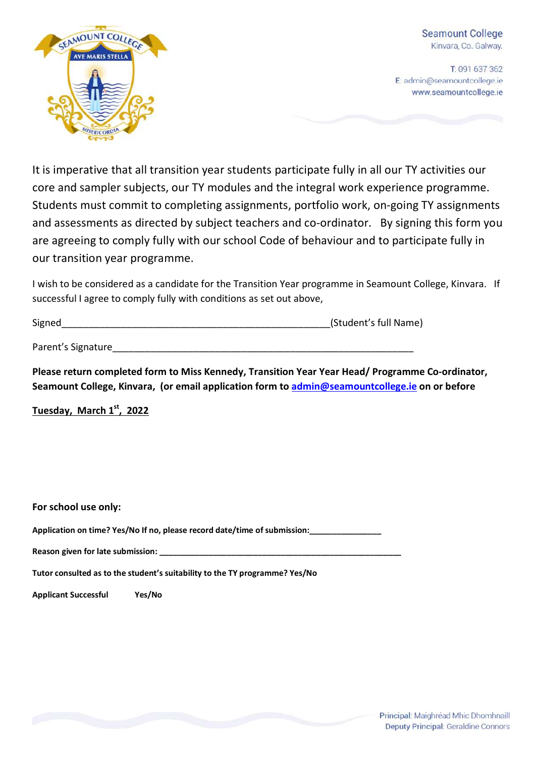Seamount College
Kinvara, Co. Galway.

T: 091 637 362
E: admin@seamountcollege.ie
www.seamountcollege.ie

It is imperative that all transition year students participate fully in all our TY activities our core and sampler subjects, our TY modules and the integral work experience programme. Students must commit to completing assignments, portfolio work, on-going TY assignments and assessments as directed by subject teachers and co-ordinator. By signing this form you are agreeing to comply fully with our school Code of behaviour and to participate fully in our transition year programme.

I wish to be considered as a candidate for the Transition Year programme in Seamount College, Kinvara. If successful I agree to comply fully with conditions as set out above,

Signed_____________________________________________________(Student's full Name)

Parent's Signature____________________________________________________________

**Please return completed form to Miss Kennedy, Transition Year Year Head/ Programme Co-ordinator, Seamount College, Kinvara, (or email application form to admin@seamountcollege.ie on or before**

**Tuesday, March 1st, 2022**

**For school use only:**

**Application on time? Yes/No If no, please record date/time of submission:________________**

**Reason given for late submission: ________________________________________________________**

**Tutor consulted as to the student's suitability to the TY programme? Yes/No**

**Applicant Successful Yes/No**

Principal: Maighréad Mhic Dhomhnaill
Deputy Principal: Geraldine Connors